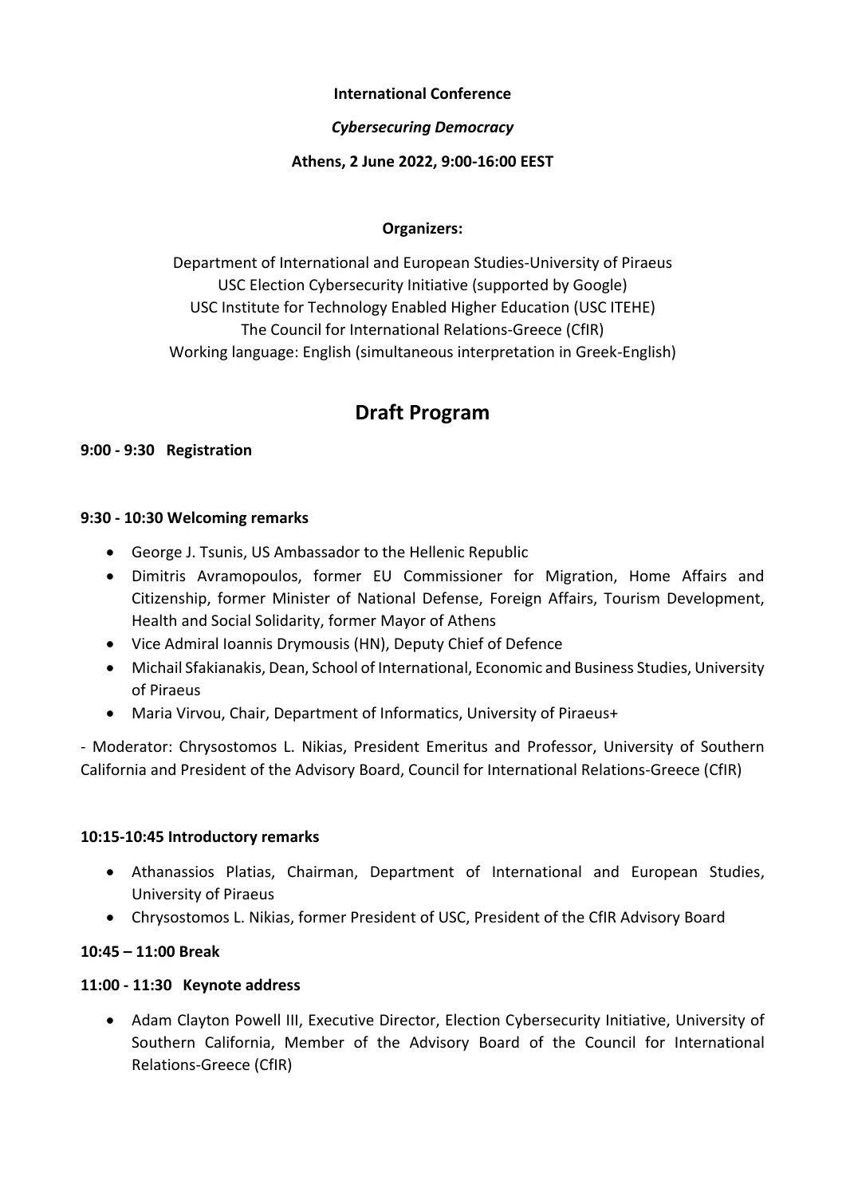**International Conference**

***Cybersecuring Democracy***

**Athens, 2 June 2022, 9:00-16:00 EEST**

**Organizers:**

Department of International and European Studies-University of Piraeus
USC Election Cybersecurity Initiative (supported by Google)
USC Institute for Technology Enabled Higher Education (USC ITEHE)
The Council for International Relations-Greece (CfIR)
Working language: English (simultaneous interpretation in Greek-English)

# Draft Program

**9:00 - 9:30 Registration**

**9:30 - 10:30 Welcoming remarks**

- George J. Tsunis, US Ambassador to the Hellenic Republic
- Dimitris Avramopoulos, former EU Commissioner for Migration, Home Affairs and Citizenship, former Minister of National Defense, Foreign Affairs, Tourism Development, Health and Social Solidarity, former Mayor of Athens
- Vice Admiral Ioannis Drymousis (HN), Deputy Chief of Defence
- Michail Sfakianakis, Dean, School of International, Economic and Business Studies, University of Piraeus
- Maria Virvou, Chair, Department of Informatics, University of Piraeus+

- Moderator: Chrysostomos L. Nikias, President Emeritus and Professor, University of Southern California and President of the Advisory Board, Council for International Relations-Greece (CfIR)

**10:15-10:45 Introductory remarks**

- Athanassios Platias, Chairman, Department of International and European Studies, University of Piraeus
- Chrysostomos L. Nikias, former President of USC, President of the CfIR Advisory Board

**10:45 – 11:00 Break**

**11:00 - 11:30 Keynote address**

- Adam Clayton Powell III, Executive Director, Election Cybersecurity Initiative, University of Southern California, Member of the Advisory Board of the Council for International Relations-Greece (CfIR)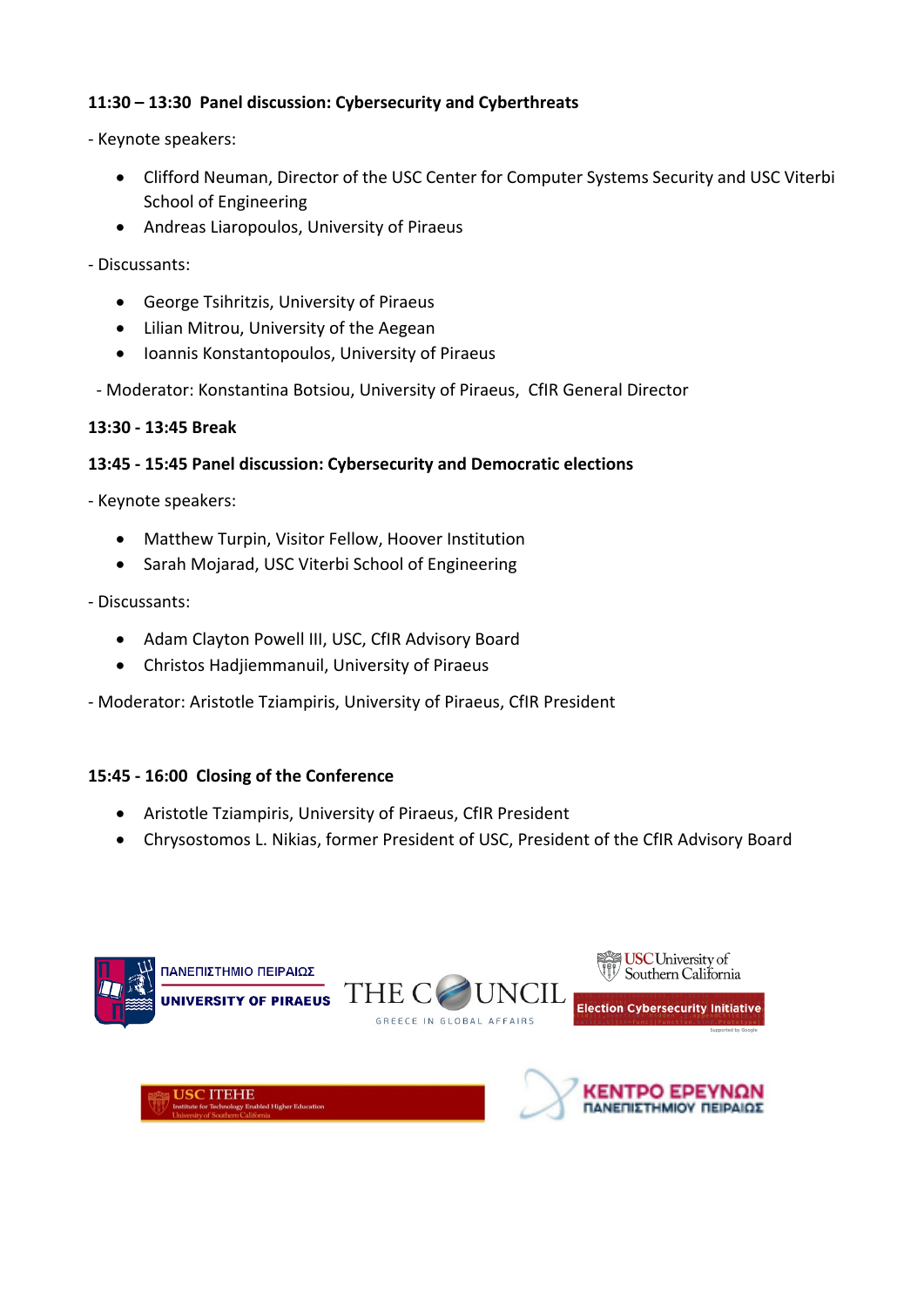**11:30 – 13:30 Panel discussion: Cybersecurity and Cyberthreats**

- Keynote speakers:

- Clifford Neuman, Director of the USC Center for Computer Systems Security and USC Viterbi School of Engineering
- Andreas Liaropoulos, University of Piraeus

- Discussants:

- George Tsihritzis, University of Piraeus
- Lilian Mitrou, University of the Aegean
- Ioannis Konstantopoulos, University of Piraeus

- Moderator: Konstantina Botsiou, University of Piraeus, CfIR General Director

**13:30 - 13:45 Break**

**13:45 - 15:45 Panel discussion: Cybersecurity and Democratic elections**

- Keynote speakers:

- Matthew Turpin, Visitor Fellow, Hoover Institution
- Sarah Mojarad, USC Viterbi School of Engineering

- Discussants:

- Adam Clayton Powell III, USC, CfIR Advisory Board
- Christos Hadjiemmanuil, University of Piraeus

- Moderator: Aristotle Tziampiris, University of Piraeus, CfIR President

**15:45 - 16:00 Closing of the Conference**

- Aristotle Tziampiris, University of Piraeus, CfIR President
- Chrysostomos L. Nikias, former President of USC, President of the CfIR Advisory Board

ΠΑΝΕΠΙΣΤΗΜΙΟ ΠΕΙΡΑΙΩΣ
UNIVERSITY OF PIRAEUS

THE COUNCIL
GREECE IN GLOBAL AFFAIRS

USC University of Southern California
Election Cybersecurity Initiative

USC ITEHE
Institute for Technology Enabled Higher Education
University of Southern California

ΚΕΝΤΡΟ ΕΡΕΥΝΩΝ
ΠΑΝΕΠΙΣΤΗΜΙΟΥ ΠΕΙΡΑΙΩΣ